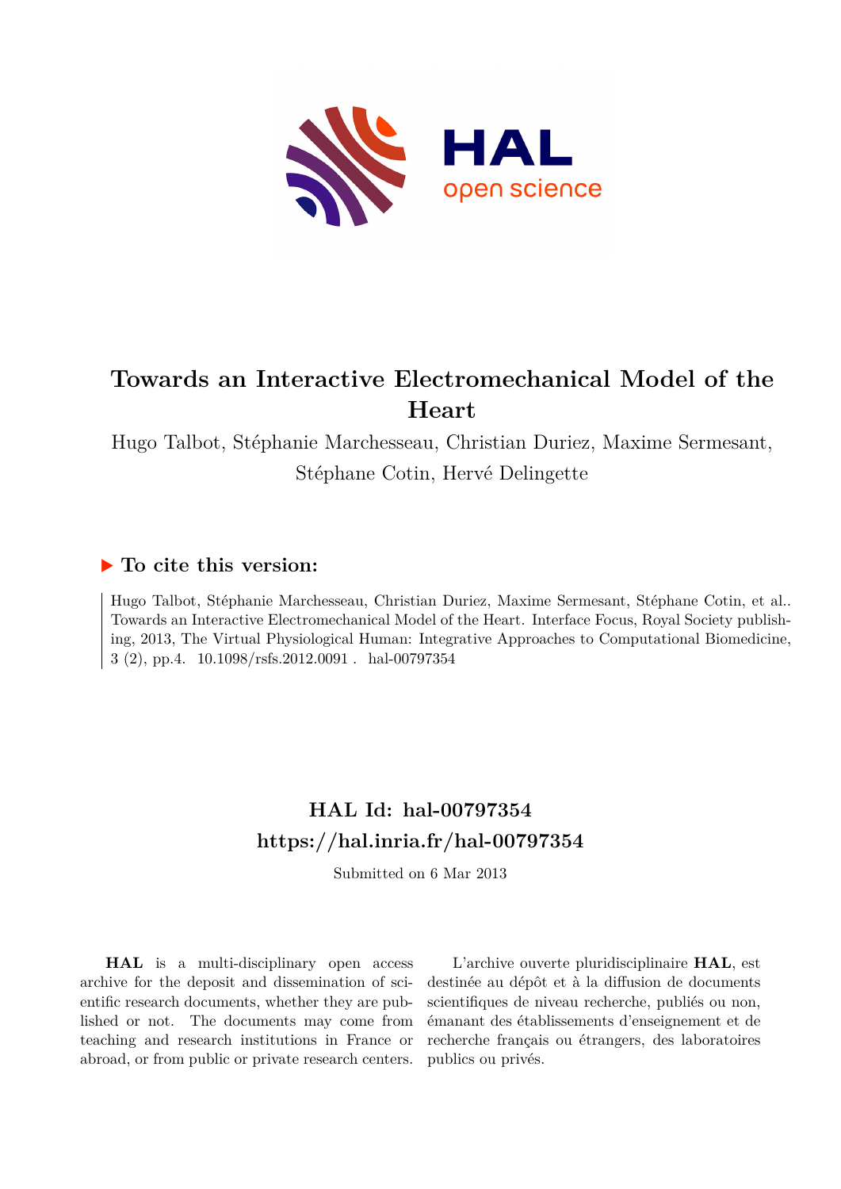# Towards an Interactive Electromechanical Model of the Heart

Hugo Talbot, Stéphanie Marchesseau, Christian Duriez, Maxime Sermesant, Stéphane Cotin, Hervé Delingette

## ▶ To cite this version:

Hugo Talbot, Stéphanie Marchesseau, Christian Duriez, Maxime Sermesant, Stéphane Cotin, et al.. Towards an Interactive Electromechanical Model of the Heart. Interface Focus, Royal Society publishing, 2013, The Virtual Physiological Human: Integrative Approaches to Computational Biomedicine, 3 (2), pp.4. 10.1098/rsfs.2012.0091 . hal-00797354

## HAL Id: hal-00797354
## https://hal.inria.fr/hal-00797354

Submitted on 6 Mar 2013

**HAL** is a multi-disciplinary open access archive for the deposit and dissemination of scientific research documents, whether they are published or not. The documents may come from teaching and research institutions in France or abroad, or from public or private research centers.

L'archive ouverte pluridisciplinaire **HAL**, est destinée au dépôt et à la diffusion de documents scientifiques de niveau recherche, publiés ou non, émanant des établissements d'enseignement et de recherche français ou étrangers, des laboratoires publics ou privés.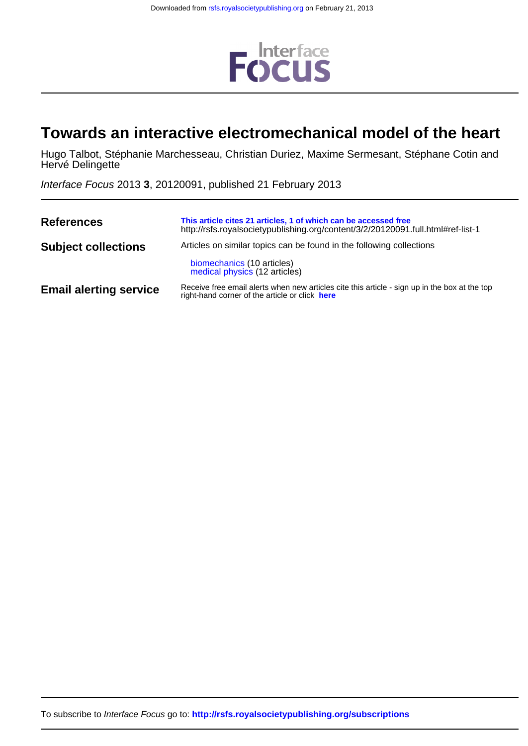# Towards an interactive electromechanical model of the heart

Hugo Talbot, Stéphanie Marchesseau, Christian Duriez, Maxime Sermesant, Stéphane Cotin and Hervé Delingette

*Interface Focus* 2013 **3**, 20120091, published 21 February 2013

| | |
|---|---|
| **References** | **This article cites 21 articles, 1 of which can be accessed free** http://rsfs.royalsocietypublishing.org/content/3/2/20120091.full.html#ref-list-1 |
| **Subject collections** | Articles on similar topics can be found in the following collections<br>biomechanics (10 articles)<br>medical physics (12 articles) |
| **Email alerting service** | Receive free email alerts when new articles cite this article - sign up in the box at the top right-hand corner of the article or click **here** |

To subscribe to *Interface Focus* go to: **http://rsfs.royalsocietypublishing.org/subscriptions**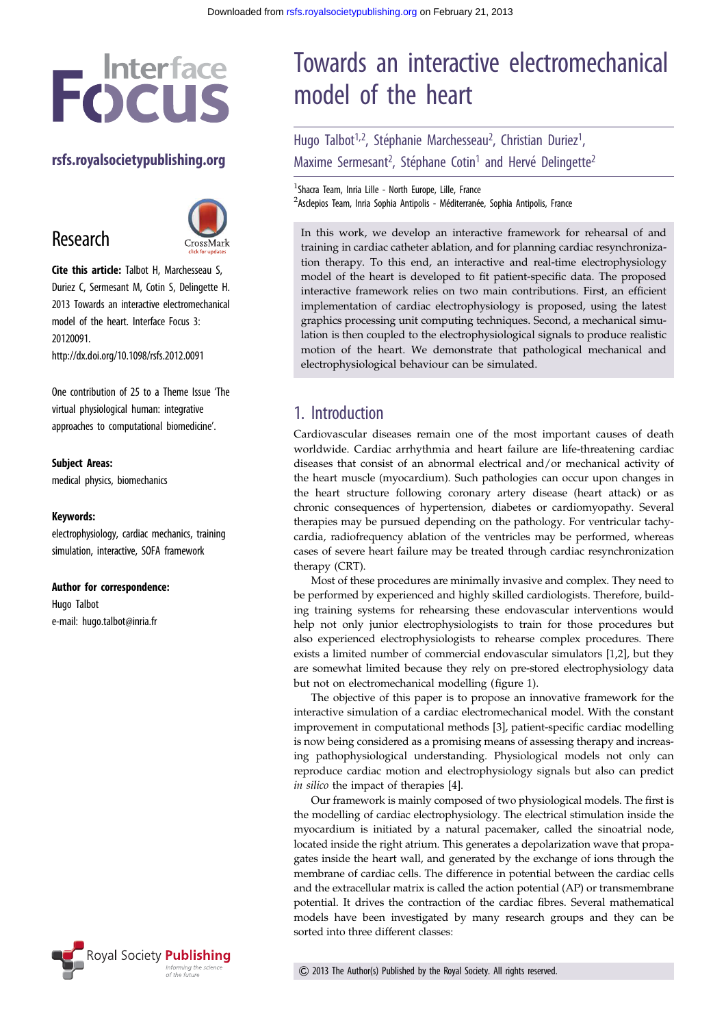# Towards an interactive electromechanical model of the heart

Hugo Talbot[1,2], Stéphanie Marchesseau[2], Christian Duriez[1], Maxime Sermesant[2], Stéphane Cotin[1] and Hervé Delingette[2]

[1]Shacra Team, Inria Lille - North Europe, Lille, France
[2]Asclepios Team, Inria Sophia Antipolis - Méditerranée, Sophia Antipolis, France

In this work, we develop an interactive framework for rehearsal of and training in cardiac catheter ablation, and for planning cardiac resynchronization therapy. To this end, an interactive and real-time electrophysiology model of the heart is developed to fit patient-specific data. The proposed interactive framework relies on two main contributions. First, an efficient implementation of cardiac electrophysiology is proposed, using the latest graphics processing unit computing techniques. Second, a mechanical simulation is then coupled to the electrophysiological signals to produce realistic motion of the heart. We demonstrate that pathological mechanical and electrophysiological behaviour can be simulated.

rsfs.royalsocietypublishing.org

**Research**

**Cite this article:** Talbot H, Marchesseau S, Duriez C, Sermesant M, Cotin S, Delingette H. 2013 Towards an interactive electromechanical model of the heart. Interface Focus 3: 20120091.
http://dx.doi.org/10.1098/rsfs.2012.0091

One contribution of 25 to a Theme Issue 'The virtual physiological human: integrative approaches to computational biomedicine'.

**Subject Areas:**
medical physics, biomechanics

**Keywords:**
electrophysiology, cardiac mechanics, training simulation, interactive, SOFA framework

**Author for correspondence:**
Hugo Talbot
e-mail: hugo.talbot@inria.fr

## 1. Introduction

Cardiovascular diseases remain one of the most important causes of death worldwide. Cardiac arrhythmia and heart failure are life-threatening cardiac diseases that consist of an abnormal electrical and/or mechanical activity of the heart muscle (myocardium). Such pathologies can occur upon changes in the heart structure following coronary artery disease (heart attack) or as chronic consequences of hypertension, diabetes or cardiomyopathy. Several therapies may be pursued depending on the pathology. For ventricular tachycardia, radiofrequency ablation of the ventricles may be performed, whereas cases of severe heart failure may be treated through cardiac resynchronization therapy (CRT).

Most of these procedures are minimally invasive and complex. They need to be performed by experienced and highly skilled cardiologists. Therefore, building training systems for rehearsing these endovascular interventions would help not only junior electrophysiologists to train for those procedures but also experienced electrophysiologists to rehearse complex procedures. There exists a limited number of commercial endovascular simulators [1,2], but they are somewhat limited because they rely on pre-stored electrophysiology data but not on electromechanical modelling (figure 1).

The objective of this paper is to propose an innovative framework for the interactive simulation of a cardiac electromechanical model. With the constant improvement in computational methods [3], patient-specific cardiac modelling is now being considered as a promising means of assessing therapy and increasing pathophysiological understanding. Physiological models not only can reproduce cardiac motion and electrophysiology signals but also can predict *in silico* the impact of therapies [4].

Our framework is mainly composed of two physiological models. The first is the modelling of cardiac electrophysiology. The electrical stimulation inside the myocardium is initiated by a natural pacemaker, called the sinoatrial node, located inside the right atrium. This generates a depolarization wave that propagates inside the heart wall, and generated by the exchange of ions through the membrane of cardiac cells. The difference in potential between the cardiac cells and the extracellular matrix is called the action potential (AP) or transmembrane potential. It drives the contraction of the cardiac fibres. Several mathematical models have been investigated by many research groups and they can be sorted into three different classes:

© 2013 The Author(s) Published by the Royal Society. All rights reserved.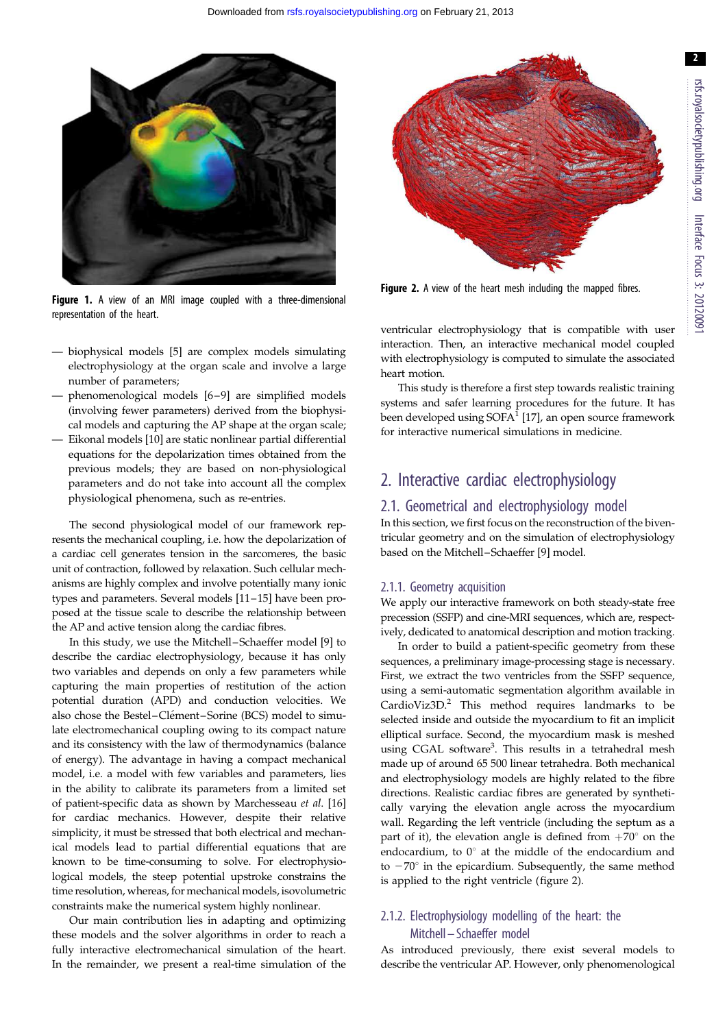Figure 1. A view of an MRI image coupled with a three-dimensional representation of the heart.

Figure 2. A view of the heart mesh including the mapped fibres.

— biophysical models [5] are complex models simulating electrophysiology at the organ scale and involve a large number of parameters;

— phenomenological models [6–9] are simplified models (involving fewer parameters) derived from the biophysical models and capturing the AP shape at the organ scale;

— Eikonal models [10] are static nonlinear partial differential equations for the depolarization times obtained from the previous models; they are based on non-physiological parameters and do not take into account all the complex physiological phenomena, such as re-entries.

The second physiological model of our framework represents the mechanical coupling, i.e. how the depolarization of a cardiac cell generates tension in the sarcomeres, the basic unit of contraction, followed by relaxation. Such cellular mechanisms are highly complex and involve potentially many ionic types and parameters. Several models [11–15] have been proposed at the tissue scale to describe the relationship between the AP and active tension along the cardiac fibres.

In this study, we use the Mitchell–Schaeffer model [9] to describe the cardiac electrophysiology, because it has only two variables and depends on only a few parameters while capturing the main properties of restitution of the action potential duration (APD) and conduction velocities. We also chose the Bestel–Clément–Sorine (BCS) model to simulate electromechanical coupling owing to its compact nature and its consistency with the law of thermodynamics (balance of energy). The advantage in having a compact mechanical model, i.e. a model with few variables and parameters, lies in the ability to calibrate its parameters from a limited set of patient-specific data as shown by Marchesseau *et al.* [16] for cardiac mechanics. However, despite their relative simplicity, it must be stressed that both electrical and mechanical models lead to partial differential equations that are known to be time-consuming to solve. For electrophysiological models, the steep potential upstroke constrains the time resolution, whereas, for mechanical models, isovolumetric constraints make the numerical system highly nonlinear.

Our main contribution lies in adapting and optimizing these models and the solver algorithms in order to reach a fully interactive electromechanical simulation of the heart. In the remainder, we present a real-time simulation of the ventricular electrophysiology that is compatible with user interaction. Then, an interactive mechanical model coupled with electrophysiology is computed to simulate the associated heart motion.

This study is therefore a first step towards realistic training systems and safer learning procedures for the future. It has been developed using SOFA[1] [17], an open source framework for interactive numerical simulations in medicine.

## 2. Interactive cardiac electrophysiology

### 2.1. Geometrical and electrophysiology model

In this section, we first focus on the reconstruction of the biventricular geometry and on the simulation of electrophysiology based on the Mitchell–Schaeffer [9] model.

#### 2.1.1. Geometry acquisition

We apply our interactive framework on both steady-state free precession (SSFP) and cine-MRI sequences, which are, respectively, dedicated to anatomical description and motion tracking.

In order to build a patient-specific geometry from these sequences, a preliminary image-processing stage is necessary. First, we extract the two ventricles from the SSFP sequence, using a semi-automatic segmentation algorithm available in CardioViz3D.[2] This method requires landmarks to be selected inside and outside the myocardium to fit an implicit elliptical surface. Second, the myocardium mask is meshed using CGAL software[3]. This results in a tetrahedral mesh made up of around 65 500 linear tetrahedra. Both mechanical and electrophysiology models are highly related to the fibre directions. Realistic cardiac fibres are generated by synthetically varying the elevation angle across the myocardium wall. Regarding the left ventricle (including the septum as a part of it), the elevation angle is defined from $+70^\circ$ on the endocardium, to $0^\circ$ at the middle of the endocardium and to $-70^\circ$ in the epicardium. Subsequently, the same method is applied to the right ventricle (figure 2).

#### 2.1.2. Electrophysiology modelling of the heart: the Mitchell–Schaeffer model

As introduced previously, there exist several models to describe the ventricular AP. However, only phenomenological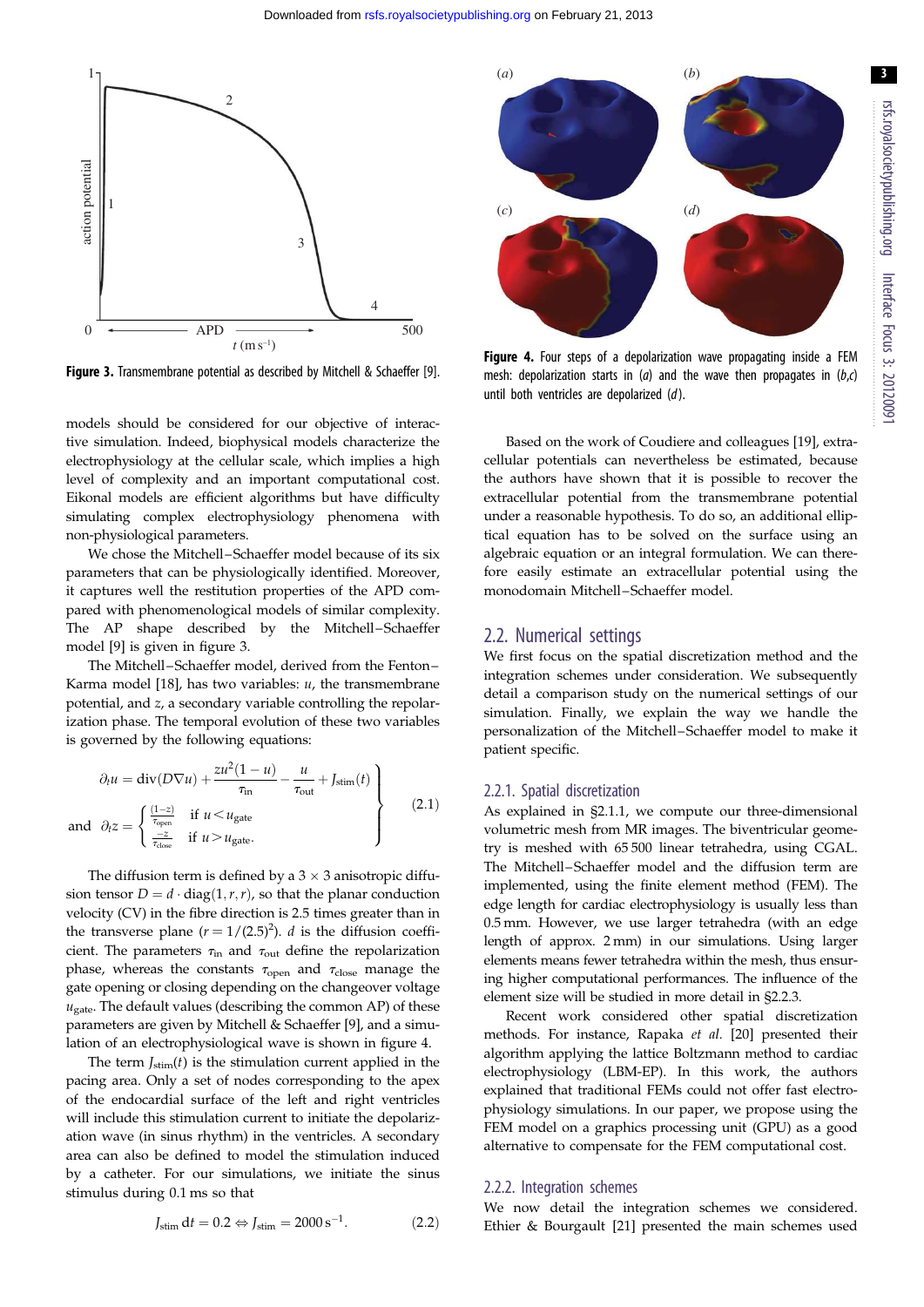**Figure 3.** Transmembrane potential as described by Mitchell & Schaeffer [9].

**Figure 4.** Four steps of a depolarization wave propagating inside a FEM mesh: depolarization starts in (*a*) and the wave then propagates in (*b*,*c*) until both ventricles are depolarized (*d*).

models should be considered for our objective of interactive simulation. Indeed, biophysical models characterize the electrophysiology at the cellular scale, which implies a high level of complexity and an important computational cost. Eikonal models are efficient algorithms but have difficulty simulating complex electrophysiology phenomena with non-physiological parameters.

We chose the Mitchell–Schaeffer model because of its six parameters that can be physiologically identified. Moreover, it captures well the restitution properties of the APD compared with phenomenological models of similar complexity. The AP shape described by the Mitchell–Schaeffer model [9] is given in figure 3.

The Mitchell–Schaeffer model, derived from the Fenton–Karma model [18], has two variables: $u$, the transmembrane potential, and $z$, a secondary variable controlling the repolarization phase. The temporal evolution of these two variables is governed by the following equations:

$$\left.\begin{aligned} \partial_t u &= \mathrm{div}(D\nabla u) + \frac{zu^2(1-u)}{\tau_{\mathrm{in}}} - \frac{u}{\tau_{\mathrm{out}}} + J_{\mathrm{stim}}(t) \\ \text{and}\quad \partial_t z &= \begin{cases} \frac{(1-z)}{\tau_{\mathrm{open}}} & \text{if } u < u_{\mathrm{gate}} \\ \frac{-z}{\tau_{\mathrm{close}}} & \text{if } u > u_{\mathrm{gate}}. \end{cases} \end{aligned}\right\} \tag{2.1}$$

The diffusion term is defined by a $3 \times 3$ anisotropic diffusion tensor $D = d \cdot \mathrm{diag}(1, r, r)$, so that the planar conduction velocity (CV) in the fibre direction is 2.5 times greater than in the transverse plane ($r = 1/(2.5)^2$). $d$ is the diffusion coefficient. The parameters $\tau_{\mathrm{in}}$ and $\tau_{\mathrm{out}}$ define the repolarization phase, whereas the constants $\tau_{\mathrm{open}}$ and $\tau_{\mathrm{close}}$ manage the gate opening or closing depending on the changeover voltage $u_{\mathrm{gate}}$. The default values (describing the common AP) of these parameters are given by Mitchell & Schaeffer [9], and a simulation of an electrophysiological wave is shown in figure 4.

The term $J_{\mathrm{stim}}(t)$ is the stimulation current applied in the pacing area. Only a set of nodes corresponding to the apex of the endocardial surface of the left and right ventricles will include this stimulation current to initiate the depolarization wave (in sinus rhythm) in the ventricles. A secondary area can also be defined to model the stimulation induced by a catheter. For our simulations, we initiate the sinus stimulus during 0.1 ms so that

$$J_{\mathrm{stim}}\,\mathrm{d}t = 0.2 \Leftrightarrow J_{\mathrm{stim}} = 2000\,\mathrm{s}^{-1}. \tag{2.2}$$

Based on the work of Coudiere and colleagues [19], extracellular potentials can nevertheless be estimated, because the authors have shown that it is possible to recover the extracellular potential from the transmembrane potential under a reasonable hypothesis. To do so, an additional elliptical equation has to be solved on the surface using an algebraic equation or an integral formulation. We can therefore easily estimate an extracellular potential using the monodomain Mitchell–Schaeffer model.

## 2.2. Numerical settings

We first focus on the spatial discretization method and the integration schemes under consideration. We subsequently detail a comparison study on the numerical settings of our simulation. Finally, we explain the way we handle the personalization of the Mitchell–Schaeffer model to make it patient specific.

### 2.2.1. Spatial discretization

As explained in §2.1.1, we compute our three-dimensional volumetric mesh from MR images. The biventricular geometry is meshed with 65 500 linear tetrahedra, using CGAL. The Mitchell–Schaeffer model and the diffusion term are implemented, using the finite element method (FEM). The edge length for cardiac electrophysiology is usually less than 0.5 mm. However, we use larger tetrahedra (with an edge length of approx. 2 mm) in our simulations. Using larger elements means fewer tetrahedra within the mesh, thus ensuring higher computational performances. The influence of the element size will be studied in more detail in §2.2.3.

Recent work considered other spatial discretization methods. For instance, Rapaka *et al.* [20] presented their algorithm applying the lattice Boltzmann method to cardiac electrophysiology (LBM-EP). In this work, the authors explained that traditional FEMs could not offer fast electrophysiology simulations. In our paper, we propose using the FEM model on a graphics processing unit (GPU) as a good alternative to compensate for the FEM computational cost.

### 2.2.2. Integration schemes

We now detail the integration schemes we considered. Ethier & Bourgault [21] presented the main schemes used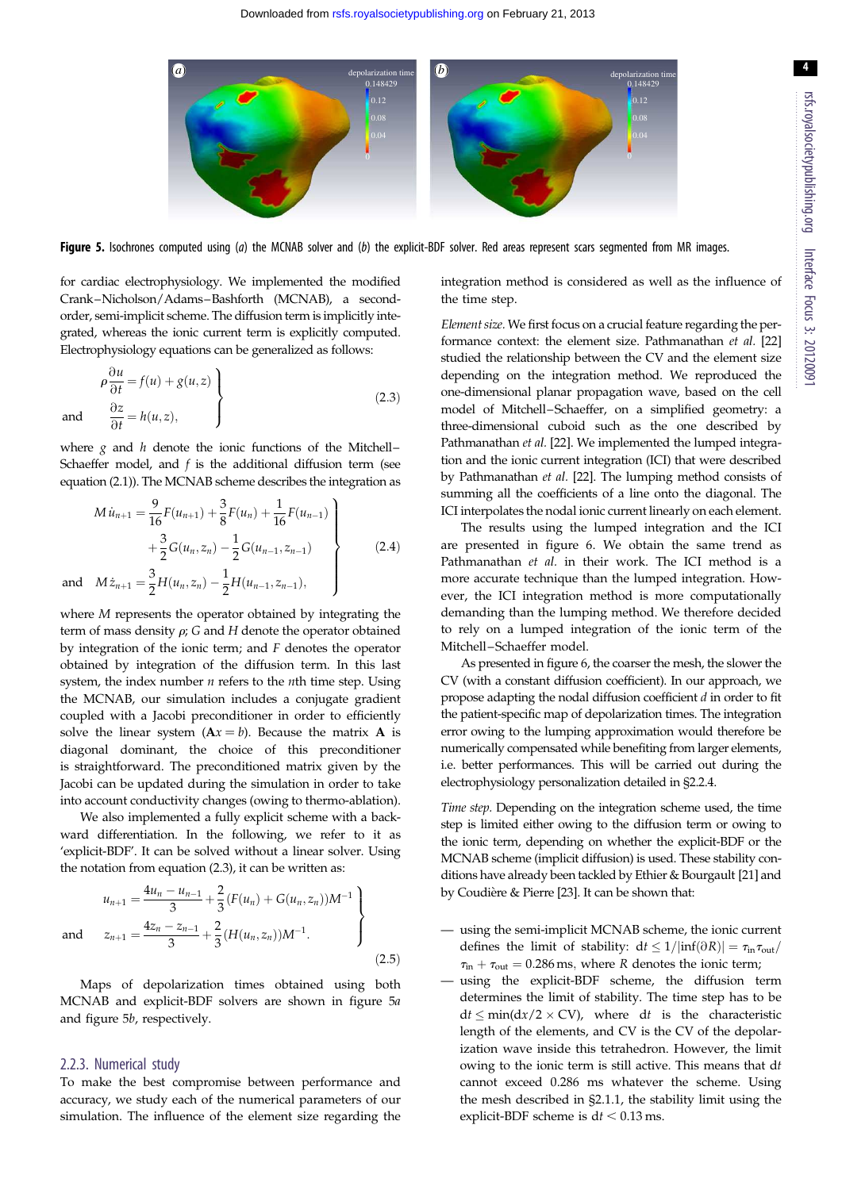**Figure 5.** Isochrones computed using (*a*) the MCNAB solver and (*b*) the explicit-BDF solver. Red areas represent scars segmented from MR images.

for cardiac electrophysiology. We implemented the modified Crank–Nicholson/Adams–Bashforth (MCNAB), a second-order, semi-implicit scheme. The diffusion term is implicitly integrated, whereas the ionic current term is explicitly computed. Electrophysiology equations can be generalized as follows:

$$\left.\begin{aligned} \rho\frac{\partial u}{\partial t} &= f(u) + g(u, z) \\ \text{and} \quad \frac{\partial z}{\partial t} &= h(u, z), \end{aligned}\right\} \tag{2.3}$$

where $g$ and $h$ denote the ionic functions of the Mitchell–Schaeffer model, and $f$ is the additional diffusion term (see equation (2.1)). The MCNAB scheme describes the integration as

$$\left.\begin{aligned} M\dot{u}_{n+1} &= \frac{9}{16}F(u_{n+1}) + \frac{3}{8}F(u_n) + \frac{1}{16}F(u_{n-1}) \\ &\quad + \frac{3}{2}G(u_n, z_n) - \frac{1}{2}G(u_{n-1}, z_{n-1}) \\ \text{and} \quad M\dot{z}_{n+1} &= \frac{3}{2}H(u_n, z_n) - \frac{1}{2}H(u_{n-1}, z_{n-1}), \end{aligned}\right\} \tag{2.4}$$

where $M$ represents the operator obtained by integrating the term of mass density $\rho$; $G$ and $H$ denote the operator obtained by integration of the ionic term; and $F$ denotes the operator obtained by integration of the diffusion term. In this last system, the index number $n$ refers to the $n$th time step. Using the MCNAB, our simulation includes a conjugate gradient coupled with a Jacobi preconditioner in order to efficiently solve the linear system ($\mathbf{A}x = b$). Because the matrix $\mathbf{A}$ is diagonal dominant, the choice of this preconditioner is straightforward. The preconditioned matrix given by the Jacobi can be updated during the simulation in order to take into account conductivity changes (owing to thermo-ablation).

We also implemented a fully explicit scheme with a backward differentiation. In the following, we refer to it as 'explicit-BDF'. It can be solved without a linear solver. Using the notation from equation (2.3), it can be written as:

$$\left.\begin{aligned} u_{n+1} &= \frac{4u_n - u_{n-1}}{3} + \frac{2}{3}(F(u_n) + G(u_n, z_n))M^{-1} \\ \text{and} \quad z_{n+1} &= \frac{4z_n - z_{n-1}}{3} + \frac{2}{3}(H(u_n, z_n))M^{-1}. \end{aligned}\right\} \tag{2.5}$$

Maps of depolarization times obtained using both MCNAB and explicit-BDF solvers are shown in figure 5*a* and figure 5*b*, respectively.

### 2.2.3. Numerical study

To make the best compromise between performance and accuracy, we study each of the numerical parameters of our simulation. The influence of the element size regarding the integration method is considered as well as the influence of the time step.

*Element size.* We first focus on a crucial feature regarding the performance context: the element size. Pathmanathan *et al.* [22] studied the relationship between the CV and the element size depending on the integration method. We reproduced the one-dimensional planar propagation wave, based on the cell model of Mitchell–Schaeffer, on a simplified geometry: a three-dimensional cuboid such as the one described by Pathmanathan *et al.* [22]. We implemented the lumped integration and the ionic current integration (ICI) that were described by Pathmanathan *et al.* [22]. The lumping method consists of summing all the coefficients of a line onto the diagonal. The ICI interpolates the nodal ionic current linearly on each element.

The results using the lumped integration and the ICI are presented in figure 6. We obtain the same trend as Pathmanathan *et al.* in their work. The ICI method is a more accurate technique than the lumped integration. However, the ICI integration method is more computationally demanding than the lumping method. We therefore decided to rely on a lumped integration of the ionic term of the Mitchell–Schaeffer model.

As presented in figure 6, the coarser the mesh, the slower the CV (with a constant diffusion coefficient). In our approach, we propose adapting the nodal diffusion coefficient $d$ in order to fit the patient-specific map of depolarization times. The integration error owing to the lumping approximation would therefore be numerically compensated while benefiting from larger elements, i.e. better performances. This will be carried out during the electrophysiology personalization detailed in §2.2.4.

*Time step.* Depending on the integration scheme used, the time step is limited either owing to the diffusion term or owing to the ionic term, depending on whether the explicit-BDF or the MCNAB scheme (implicit diffusion) is used. These stability conditions have already been tackled by Ethier & Bourgault [21] and by Coudière & Pierre [23]. It can be shown that:

- using the semi-implicit MCNAB scheme, the ionic current defines the limit of stability: $\mathrm{d}t \leq 1/|\inf(\partial R)| = \tau_{\text{in}}\tau_{\text{out}}/\tau_{\text{in}} + \tau_{\text{out}} = 0.286\,\text{ms}$, where $R$ denotes the ionic term;
- using the explicit-BDF scheme, the diffusion term determines the limit of stability. The time step has to be $\mathrm{d}t \leq \min(\mathrm{d}x/2 \times \text{CV})$, where $\mathrm{d}t$ is the characteristic length of the elements, and CV is the CV of the depolarization wave inside this tetrahedron. However, the limit owing to the ionic term is still active. This means that $\mathrm{d}t$ cannot exceed 0.286 ms whatever the scheme. Using the mesh described in §2.1.1, the stability limit using the explicit-BDF scheme is $\mathrm{d}t < 0.13\,\text{ms}$.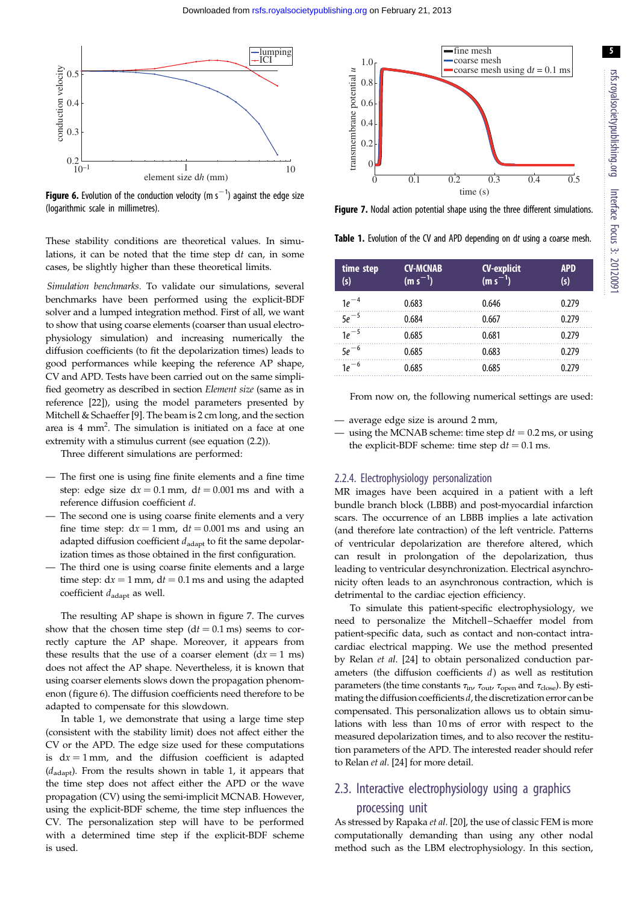**Figure 6.** Evolution of the conduction velocity (m s$^{-1}$) against the edge size (logarithmic scale in millimetres).

**Figure 7.** Nodal action potential shape using the three different simulations.

These stability conditions are theoretical values. In simulations, it can be noted that the time step d$t$ can, in some cases, be slightly higher than these theoretical limits.

*Simulation benchmarks.* To validate our simulations, several benchmarks have been performed using the explicit-BDF solver and a lumped integration method. First of all, we want to show that using coarse elements (coarser than usual electrophysiology simulation) and increasing numerically the diffusion coefficients (to fit the depolarization times) leads to good performances while keeping the reference AP shape, CV and APD. Tests have been carried out on the same simplified geometry as described in section *Element size* (same as in reference [22]), using the model parameters presented by Mitchell & Schaeffer [9]. The beam is 2 cm long, and the section area is 4 mm$^2$. The simulation is initiated on a face at one extremity with a stimulus current (see equation (2.2)).

Three different simulations are performed:

- The first one is using fine finite elements and a fine time step: edge size d$x$ = 0.1 mm, d$t$ = 0.001 ms and with a reference diffusion coefficient $d$.
- The second one is using coarse finite elements and a very fine time step: d$x$ = 1 mm, d$t$ = 0.001 ms and using an adapted diffusion coefficient $d_{adapt}$ to fit the same depolarization times as those obtained in the first configuration.
- The third one is using coarse finite elements and a large time step: d$x$ = 1 mm, d$t$ = 0.1 ms and using the adapted coefficient $d_{adapt}$ as well.

The resulting AP shape is shown in figure 7. The curves show that the chosen time step (d$t$ = 0.1 ms) seems to correctly capture the AP shape. Moreover, it appears from these results that the use of a coarser element (d$x$ = 1 ms) does not affect the AP shape. Nevertheless, it is known that using coarser elements slows down the propagation phenomenon (figure 6). The diffusion coefficients need therefore to be adapted to compensate for this slowdown.

In table 1, we demonstrate that using a large time step (consistent with the stability limit) does not affect either the CV or the APD. The edge size used for these computations is d$x$ = 1 mm, and the diffusion coefficient is adapted ($d_{adapt}$). From the results shown in table 1, it appears that the time step does not affect either the APD or the wave propagation (CV) using the semi-implicit MCNAB. However, using the explicit-BDF scheme, the time step influences the CV. The personalization step will have to be performed with a determined time step if the explicit-BDF scheme is used.

**Table 1.** Evolution of the CV and APD depending on d$t$ using a coarse mesh.

| time step (s) | CV-MCNAB (m s$^{-1}$) | CV-explicit (m s$^{-1}$) | APD (s) |
|---|---|---|---|
| 1e$^{-4}$ | 0.683 | 0.646 | 0.279 |
| 5e$^{-5}$ | 0.684 | 0.667 | 0.279 |
| 1e$^{-5}$ | 0.685 | 0.681 | 0.279 |
| 5e$^{-6}$ | 0.685 | 0.683 | 0.279 |
| 1e$^{-6}$ | 0.685 | 0.685 | 0.279 |

From now on, the following numerical settings are used:

- average edge size is around 2 mm,
- using the MCNAB scheme: time step d$t$ = 0.2 ms, or using the explicit-BDF scheme: time step d$t$ = 0.1 ms.

### 2.2.4. Electrophysiology personalization

MR images have been acquired in a patient with a left bundle branch block (LBBB) and post-myocardial infarction scars. The occurrence of an LBBB implies a late activation (and therefore late contraction) of the left ventricle. Patterns of ventricular depolarization are therefore altered, which can result in prolongation of the depolarization, thus leading to ventricular desynchronization. Electrical asynchronicity often leads to an asynchronous contraction, which is detrimental to the cardiac ejection efficiency.

To simulate this patient-specific electrophysiology, we need to personalize the Mitchell–Schaeffer model from patient-specific data, such as contact and non-contact intracardiac electrical mapping. We use the method presented by Relan *et al.* [24] to obtain personalized conduction parameters (the diffusion coefficients $d$) as well as restitution parameters (the time constants $\tau_{in}$, $\tau_{out}$, $\tau_{open}$ and $\tau_{close}$). By estimating the diffusion coefficients $d$, the discretization error can be compensated. This personalization allows us to obtain simulations with less than 10 ms of error with respect to the measured depolarization times, and to also recover the restitution parameters of the APD. The interested reader should refer to Relan *et al.* [24] for more detail.

## 2.3. Interactive electrophysiology using a graphics processing unit

As stressed by Rapaka *et al.* [20], the use of classic FEM is more computationally demanding than using any other nodal method such as the LBM electrophysiology. In this section,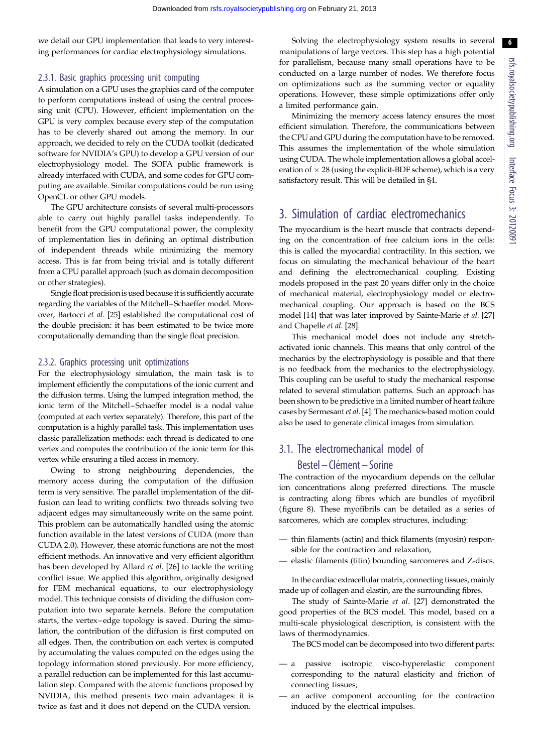we detail our GPU implementation that leads to very interesting performances for cardiac electrophysiology simulations.

### 2.3.1. Basic graphics processing unit computing

A simulation on a GPU uses the graphics card of the computer to perform computations instead of using the central processing unit (CPU). However, efficient implementation on the GPU is very complex because every step of the computation has to be cleverly shared out among the memory. In our approach, we decided to rely on the CUDA toolkit (dedicated software for NVIDIA's GPU) to develop a GPU version of our electrophysiology model. The SOFA public framework is already interfaced with CUDA, and some codes for GPU computing are available. Similar computations could be run using OpenCL or other GPU models.

The GPU architecture consists of several multi-processors able to carry out highly parallel tasks independently. To benefit from the GPU computational power, the complexity of implementation lies in defining an optimal distribution of independent threads while minimizing the memory access. This is far from being trivial and is totally different from a CPU parallel approach (such as domain decomposition or other strategies).

Single float precision is used because it is sufficiently accurate regarding the variables of the Mitchell–Schaeffer model. Moreover, Bartocci *et al.* [25] established the computational cost of the double precision: it has been estimated to be twice more computationally demanding than the single float precision.

### 2.3.2. Graphics processing unit optimizations

For the electrophysiology simulation, the main task is to implement efficiently the computations of the ionic current and the diffusion terms. Using the lumped integration method, the ionic term of the Mitchell–Schaeffer model is a nodal value (computed at each vertex separately). Therefore, this part of the computation is a highly parallel task. This implementation uses classic parallelization methods: each thread is dedicated to one vertex and computes the contribution of the ionic term for this vertex while ensuring a tiled access in memory.

Owing to strong neighbouring dependencies, the memory access during the computation of the diffusion term is very sensitive. The parallel implementation of the diffusion can lead to writing conflicts: two threads solving two adjacent edges may simultaneously write on the same point. This problem can be automatically handled using the atomic function available in the latest versions of CUDA (more than CUDA 2.0). However, these atomic functions are not the most efficient methods. An innovative and very efficient algorithm has been developed by Allard *et al.* [26] to tackle the writing conflict issue. We applied this algorithm, originally designed for FEM mechanical equations, to our electrophysiology model. This technique consists of dividing the diffusion computation into two separate kernels. Before the computation starts, the vertex–edge topology is saved. During the simulation, the contribution of the diffusion is first computed on all edges. Then, the contribution on each vertex is computed by accumulating the values computed on the edges using the topology information stored previously. For more efficiency, a parallel reduction can be implemented for this last accumulation step. Compared with the atomic functions proposed by NVIDIA, this method presents two main advantages: it is twice as fast and it does not depend on the CUDA version.

Solving the electrophysiology system results in several manipulations of large vectors. This step has a high potential for parallelism, because many small operations have to be conducted on a large number of nodes. We therefore focus on optimizations such as the summing vector or equality operations. However, these simple optimizations offer only a limited performance gain.

Minimizing the memory access latency ensures the most efficient simulation. Therefore, the communications between the CPU and GPU during the computation have to be removed. This assumes the implementation of the whole simulation using CUDA. The whole implementation allows a global acceleration of $\times$ 28 (using the explicit-BDF scheme), which is a very satisfactory result. This will be detailed in §4.

## 3. Simulation of cardiac electromechanics

The myocardium is the heart muscle that contracts depending on the concentration of free calcium ions in the cells: this is called the myocardial contractility. In this section, we focus on simulating the mechanical behaviour of the heart and defining the electromechanical coupling. Existing models proposed in the past 20 years differ only in the choice of mechanical material, electrophysiology model or electromechanical coupling. Our approach is based on the BCS model [14] that was later improved by Sainte-Marie *et al.* [27] and Chapelle *et al.* [28].

This mechanical model does not include any stretch-activated ionic channels. This means that only control of the mechanics by the electrophysiology is possible and that there is no feedback from the mechanics to the electrophysiology. This coupling can be useful to study the mechanical response related to several stimulation patterns. Such an approach has been shown to be predictive in a limited number of heart failure cases by Sermesant *et al.* [4]. The mechanics-based motion could also be used to generate clinical images from simulation.

### 3.1. The electromechanical model of Bestel–Clément–Sorine

The contraction of the myocardium depends on the cellular ion concentrations along preferred directions. The muscle is contracting along fibres which are bundles of myofibril (figure 8). These myofibrils can be detailed as a series of sarcomeres, which are complex structures, including:

- thin filaments (actin) and thick filaments (myosin) responsible for the contraction and relaxation,
- elastic filaments (titin) bounding sarcomeres and Z-discs.

In the cardiac extracellular matrix, connecting tissues, mainly made up of collagen and elastin, are the surrounding fibres.

The study of Sainte-Marie *et al.* [27] demonstrated the good properties of the BCS model. This model, based on a multi-scale physiological description, is consistent with the laws of thermodynamics.

The BCS model can be decomposed into two different parts:

- a passive isotropic visco-hyperelastic component corresponding to the natural elasticity and friction of connecting tissues;
- an active component accounting for the contraction induced by the electrical impulses.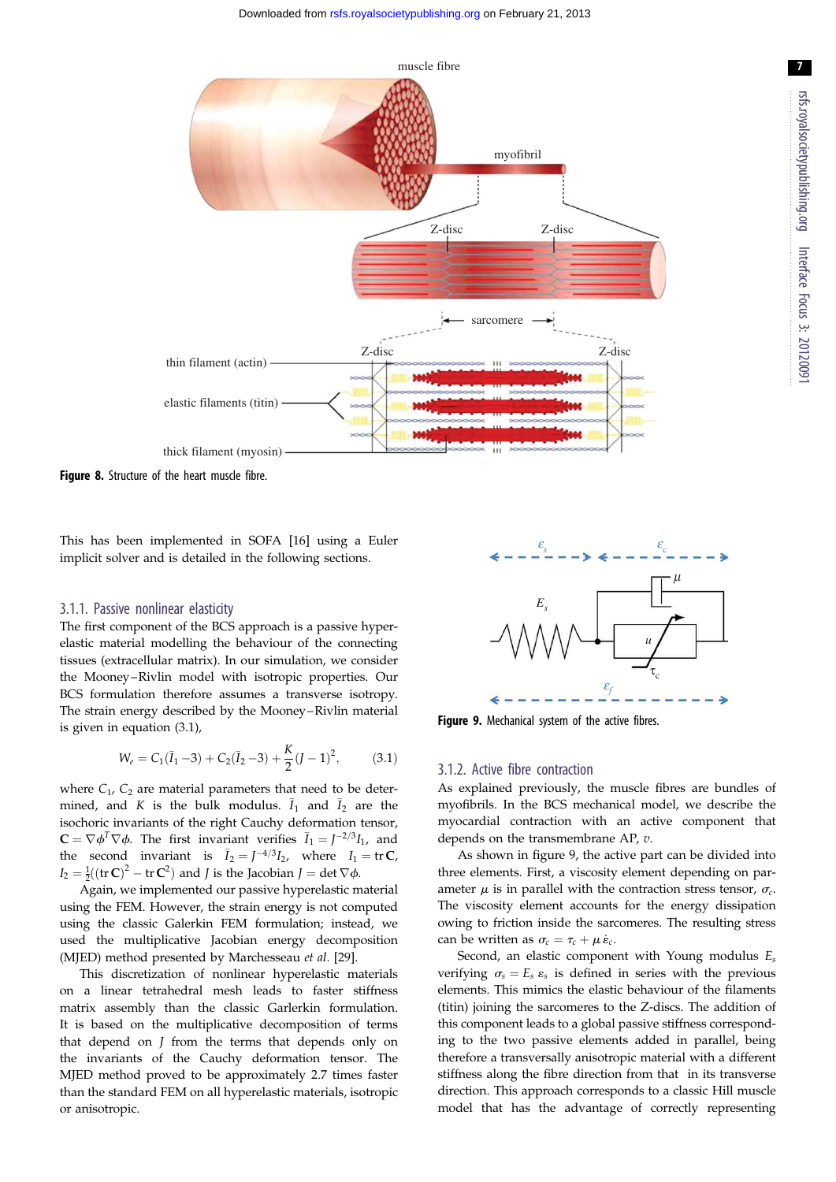Figure 8. Structure of the heart muscle fibre.

This has been implemented in SOFA [16] using a Euler implicit solver and is detailed in the following sections.

### 3.1.1. Passive nonlinear elasticity

The first component of the BCS approach is a passive hyperelastic material modelling the behaviour of the connecting tissues (extracellular matrix). In our simulation, we consider the Mooney–Rivlin model with isotropic properties. Our BCS formulation therefore assumes a transverse isotropy. The strain energy described by the Mooney–Rivlin material is given in equation (3.1),

$$W_e = C_1(\bar{I}_1 - 3) + C_2(\bar{I}_2 - 3) + \frac{K}{2}(J-1)^2, \tag{3.1}$$

where $C_1$, $C_2$ are material parameters that need to be determined, and $K$ is the bulk modulus. $\bar{I}_1$ and $\bar{I}_2$ are the isochoric invariants of the right Cauchy deformation tensor, $\mathbf{C} = \nabla\phi^T\nabla\phi$. The first invariant verifies $\bar{I}_1 = J^{-2/3}I_1$, and the second invariant is $\bar{I}_2 = J^{-4/3}I_2$, where $I_1 = \operatorname{tr}\mathbf{C}$, $I_2 = \frac{1}{2}((\operatorname{tr}\mathbf{C})^2 - \operatorname{tr}\mathbf{C}^2)$ and $J$ is the Jacobian $J = \det\nabla\phi$.

Again, we implemented our passive hyperelastic material using the FEM. However, the strain energy is not computed using the classic Galerkin FEM formulation; instead, we used the multiplicative Jacobian energy decomposition (MJED) method presented by Marchesseau *et al.* [29].

This discretization of nonlinear hyperelastic materials on a linear tetrahedral mesh leads to faster stiffness matrix assembly than the classic Garlerkin formulation. It is based on the multiplicative decomposition of terms that depend on $J$ from the terms that depends only on the invariants of the Cauchy deformation tensor. The MJED method proved to be approximately 2.7 times faster than the standard FEM on all hyperelastic materials, isotropic or anisotropic.

Figure 9. Mechanical system of the active fibres.

### 3.1.2. Active fibre contraction

As explained previously, the muscle fibres are bundles of myofibrils. In the BCS mechanical model, we describe the myocardial contraction with an active component that depends on the transmembrane AP, $v$.

As shown in figure 9, the active part can be divided into three elements. First, a viscosity element depending on parameter $\mu$ is in parallel with the contraction stress tensor, $\sigma_c$. The viscosity element accounts for the energy dissipation owing to friction inside the sarcomeres. The resulting stress can be written as $\sigma_c = \tau_c + \mu\,\dot{\varepsilon}_c$.

Second, an elastic component with Young modulus $E_s$ verifying $\sigma_s = E_s\,\varepsilon_s$ is defined in series with the previous elements. This mimics the elastic behaviour of the filaments (titin) joining the sarcomeres to the Z-discs. The addition of this component leads to a global passive stiffness corresponding to the two passive elements added in parallel, being therefore a transversally anisotropic material with a different stiffness along the fibre direction from that in its transverse direction. This approach corresponds to a classic Hill muscle model that has the advantage of correctly representing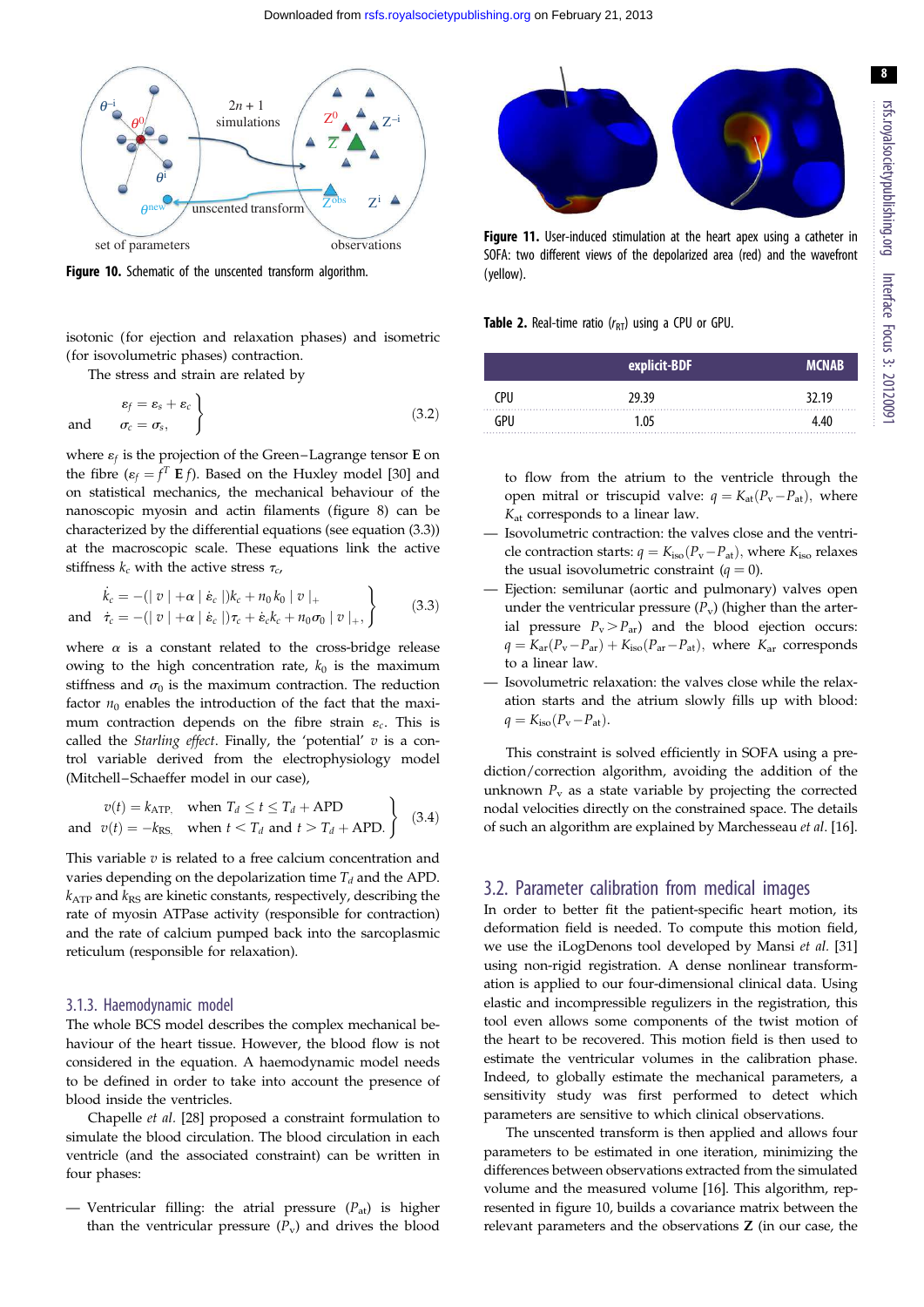Figure 10. Schematic of the unscented transform algorithm.

Figure 11. User-induced stimulation at the heart apex using a catheter in SOFA: two different views of the depolarized area (red) and the wavefront (yellow).

isotonic (for ejection and relaxation phases) and isometric (for isovolumetric phases) contraction.

The stress and strain are related by

$$\left.\begin{aligned}\varepsilon_f &= \varepsilon_s + \varepsilon_c\\ \text{and}\quad \sigma_c &= \sigma_s,\end{aligned}\right\}\tag{3.2}$$

where $\varepsilon_f$ is the projection of the Green–Lagrange tensor $\mathbf{E}$ on the fibre ($\varepsilon_f = f^T\,\mathbf{E}\,f$). Based on the Huxley model [30] and on statistical mechanics, the mechanical behaviour of the nanoscopic myosin and actin filaments (figure 8) can be characterized by the differential equations (see equation (3.3)) at the macroscopic scale. These equations link the active stiffness $k_c$ with the active stress $\tau_c$,

$$\left.\begin{aligned}\dot{k}_c &= -(\mid v\mid + \alpha\mid \dot{\varepsilon}_c\mid)k_c + n_0 k_0 \mid v\mid_+\\ \text{and}\quad \dot{\tau}_c &= -(\mid v\mid + \alpha\mid \dot{\varepsilon}_c\mid)\tau_c + \dot{\varepsilon}_c k_c + n_0\sigma_0\mid v\mid_+,\end{aligned}\right\}\tag{3.3}$$

where $\alpha$ is a constant related to the cross-bridge release owing to the high concentration rate, $k_0$ is the maximum stiffness and $\sigma_0$ is the maximum contraction. The reduction factor $n_0$ enables the introduction of the fact that the maximum contraction depends on the fibre strain $\varepsilon_c$. This is called the *Starling effect*. Finally, the 'potential' $v$ is a control variable derived from the electrophysiology model (Mitchell–Schaeffer model in our case),

$$\left.\begin{aligned}v(t) &= k_{\mathrm{ATP}}, &&\text{when } T_d \le t \le T_d + \mathrm{APD}\\ \text{and}\quad v(t) &= -k_{\mathrm{RS}}, &&\text{when } t < T_d \text{ and } t > T_d + \mathrm{APD}.\end{aligned}\right\}\tag{3.4}$$

This variable $v$ is related to a free calcium concentration and varies depending on the depolarization time $T_d$ and the APD. $k_{\mathrm{ATP}}$ and $k_{\mathrm{RS}}$ are kinetic constants, respectively, describing the rate of myosin ATPase activity (responsible for contraction) and the rate of calcium pumped back into the sarcoplasmic reticulum (responsible for relaxation).

### 3.1.3. Haemodynamic model

The whole BCS model describes the complex mechanical behaviour of the heart tissue. However, the blood flow is not considered in the equation. A haemodynamic model needs to be defined in order to take into account the presence of blood inside the ventricles.

Chapelle *et al.* [28] proposed a constraint formulation to simulate the blood circulation. The blood circulation in each ventricle (and the associated constraint) can be written in four phases:

- Ventricular filling: the atrial pressure ($P_{\mathrm{at}}$) is higher than the ventricular pressure ($P_{\mathrm{v}}$) and drives the blood to flow from the atrium to the ventricle through the open mitral or triscupid valve: $q = K_{\mathrm{at}}(P_{\mathrm{v}} - P_{\mathrm{at}})$, where $K_{\mathrm{at}}$ corresponds to a linear law.
- Isovolumetric contraction: the valves close and the ventricle contraction starts: $q = K_{\mathrm{iso}}(P_{\mathrm{v}} - P_{\mathrm{at}})$, where $K_{\mathrm{iso}}$ relaxes the usual isovolumetric constraint ($q = 0$).
- Ejection: semilunar (aortic and pulmonary) valves open under the ventricular pressure ($P_{\mathrm{v}}$) (higher than the arterial pressure $P_{\mathrm{v}} > P_{\mathrm{ar}}$) and the blood ejection occurs: $q = K_{\mathrm{ar}}(P_{\mathrm{v}} - P_{\mathrm{ar}}) + K_{\mathrm{iso}}(P_{\mathrm{ar}} - P_{\mathrm{at}})$, where $K_{\mathrm{ar}}$ corresponds to a linear law.
- Isovolumetric relaxation: the valves close while the relaxation starts and the atrium slowly fills up with blood: $q = K_{\mathrm{iso}}(P_{\mathrm{v}} - P_{\mathrm{at}})$.

This constraint is solved efficiently in SOFA using a prediction/correction algorithm, avoiding the addition of the unknown $P_{\mathrm{v}}$ as a state variable by projecting the corrected nodal velocities directly on the constrained space. The details of such an algorithm are explained by Marchesseau *et al.* [16].

Table 2. Real-time ratio ($r_{\mathrm{RT}}$) using a CPU or GPU.

| | explicit-BDF | MCNAB |
|---|---|---|
| CPU | 29.39 | 32.19 |
| GPU | 1.05 | 4.40 |

## 3.2. Parameter calibration from medical images

In order to better fit the patient-specific heart motion, its deformation field is needed. To compute this motion field, we use the iLogDenons tool developed by Mansi *et al.* [31] using non-rigid registration. A dense nonlinear transformation is applied to our four-dimensional clinical data. Using elastic and incompressible regulizers in the registration, this tool even allows some components of the twist motion of the heart to be recovered. This motion field is then used to estimate the ventricular volumes in the calibration phase. Indeed, to globally estimate the mechanical parameters, a sensitivity study was first performed to detect which parameters are sensitive to which clinical observations.

The unscented transform is then applied and allows four parameters to be estimated in one iteration, minimizing the differences between observations extracted from the simulated volume and the measured volume [16]. This algorithm, represented in figure 10, builds a covariance matrix between the relevant parameters and the observations $\mathbf{Z}$ (in our case, the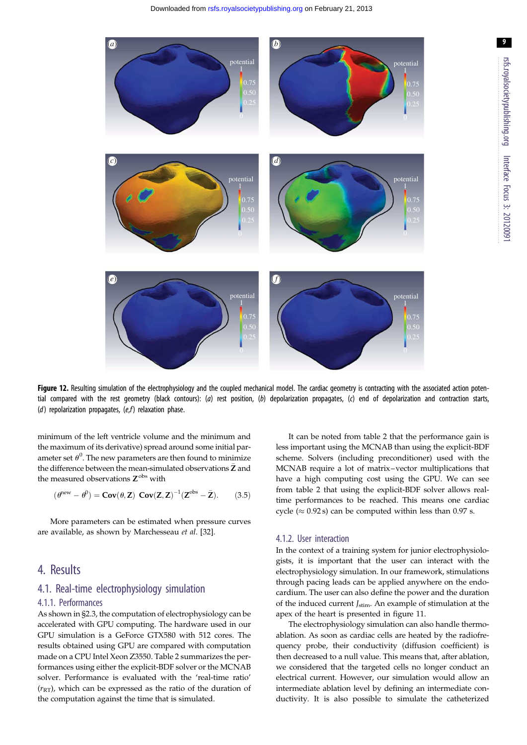**Figure 12.** Resulting simulation of the electrophysiology and the coupled mechanical model. The cardiac geometry is contracting with the associated action potential compared with the rest geometry (black contours): (*a*) rest position, (*b*) depolarization propagates, (*c*) end of depolarization and contraction starts, (*d*) repolarization propagates, (*e*,*f*) relaxation phase.

minimum of the left ventricle volume and the minimum and the maximum of its derivative) spread around some initial parameter set $\theta^0$. The new parameters are then found to minimize the difference between the mean-simulated observations $\bar{\mathbf{Z}}$ and the measured observations $\mathbf{Z}^{\text{obs}}$ with

$$(\theta^{\text{new}} - \theta^0) = \mathbf{Cov}(\theta, \mathbf{Z})\ \mathbf{Cov}(\mathbf{Z}, \mathbf{Z})^{-1}(\mathbf{Z}^{\text{obs}} - \bar{\mathbf{Z}}). \tag{3.5}$$

More parameters can be estimated when pressure curves are available, as shown by Marchesseau *et al.* [32].

# 4. Results

## 4.1. Real-time electrophysiology simulation

### 4.1.1. Performances

As shown in §2.3, the computation of electrophysiology can be accelerated with GPU computing. The hardware used in our GPU simulation is a GeForce GTX580 with 512 cores. The results obtained using GPU are compared with computation made on a CPU Intel Xeon Z3550. Table 2 summarizes the performances using either the explicit-BDF solver or the MCNAB solver. Performance is evaluated with the 'real-time ratio' ($r_{\text{RT}}$), which can be expressed as the ratio of the duration of the computation against the time that is simulated.

It can be noted from table 2 that the performance gain is less important using the MCNAB than using the explicit-BDF scheme. Solvers (including preconditioner) used with the MCNAB require a lot of matrix–vector multiplications that have a high computing cost using the GPU. We can see from table 2 that using the explicit-BDF solver allows real-time performances to be reached. This means one cardiac cycle ($\approx 0.92$ s) can be computed within less than 0.97 s.

### 4.1.2. User interaction

In the context of a training system for junior electrophysiologists, it is important that the user can interact with the electrophysiology simulation. In our framework, stimulations through pacing leads can be applied anywhere on the endocardium. The user can also define the power and the duration of the induced current $J_{\text{stim}}$. An example of stimulation at the apex of the heart is presented in figure 11.

The electrophysiology simulation can also handle thermo-ablation. As soon as cardiac cells are heated by the radiofrequency probe, their conductivity (diffusion coefficient) is then decreased to a null value. This means that, after ablation, we considered that the targeted cells no longer conduct an electrical current. However, our simulation would allow an intermediate ablation level by defining an intermediate conductivity. It is also possible to simulate the catheterized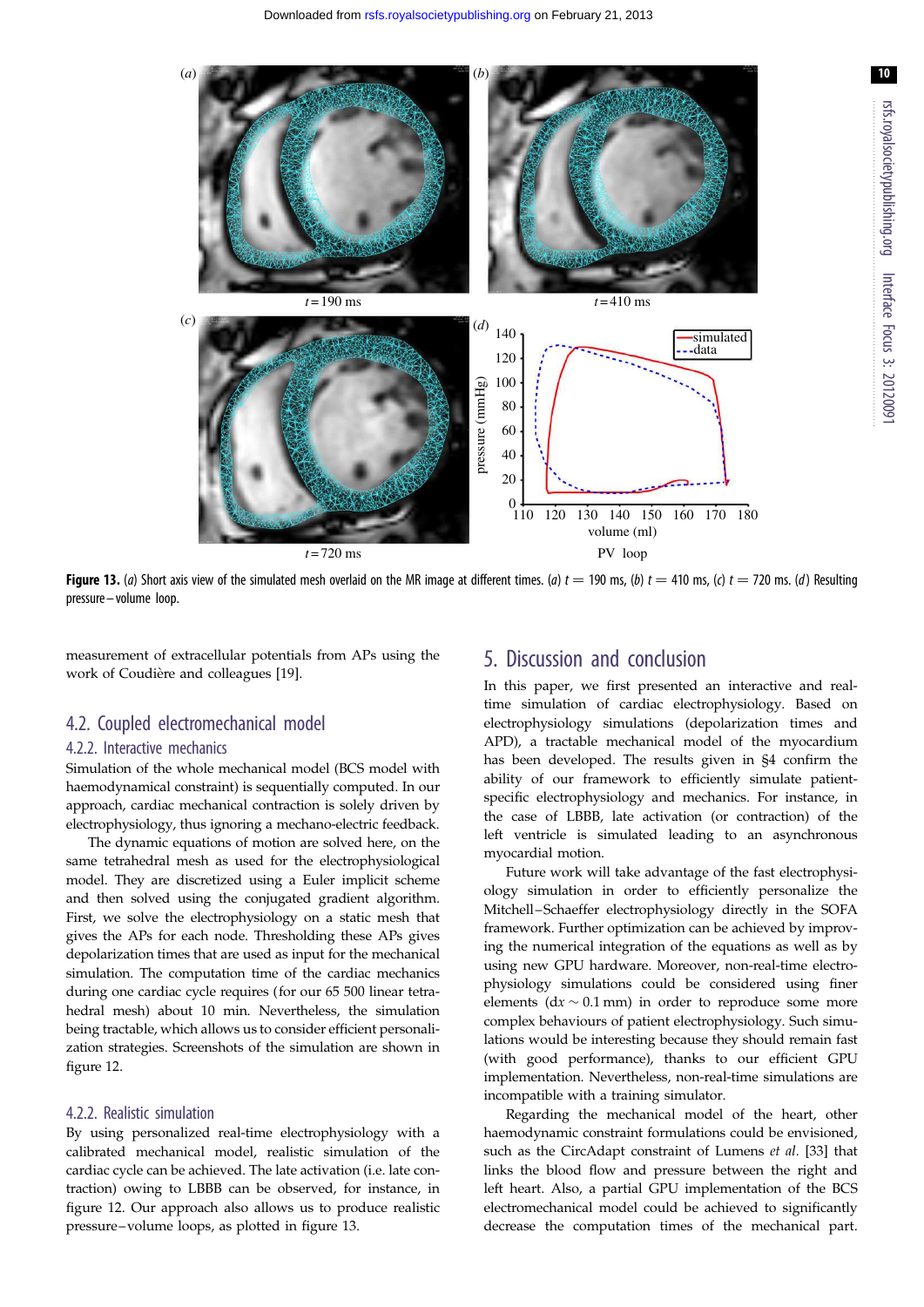**Figure 13.** (*a*) Short axis view of the simulated mesh overlaid on the MR image at different times. (*a*) $t = 190$ ms, (*b*) $t = 410$ ms, (*c*) $t = 720$ ms. (*d*) Resulting pressure–volume loop.

measurement of extracellular potentials from APs using the work of Coudière and colleagues [19].

## 4.2. Coupled electromechanical model

### 4.2.2. Interactive mechanics

Simulation of the whole mechanical model (BCS model with haemodynamical constraint) is sequentially computed. In our approach, cardiac mechanical contraction is solely driven by electrophysiology, thus ignoring a mechano-electric feedback.

The dynamic equations of motion are solved here, on the same tetrahedral mesh as used for the electrophysiological model. They are discretized using a Euler implicit scheme and then solved using the conjugated gradient algorithm. First, we solve the electrophysiology on a static mesh that gives the APs for each node. Thresholding these APs gives depolarization times that are used as input for the mechanical simulation. The computation time of the cardiac mechanics during one cardiac cycle requires (for our 65 500 linear tetrahedral mesh) about 10 min. Nevertheless, the simulation being tractable, which allows us to consider efficient personalization strategies. Screenshots of the simulation are shown in figure 12.

### 4.2.2. Realistic simulation

By using personalized real-time electrophysiology with a calibrated mechanical model, realistic simulation of the cardiac cycle can be achieved. The late activation (i.e. late contraction) owing to LBBB can be observed, for instance, in figure 12. Our approach also allows us to produce realistic pressure–volume loops, as plotted in figure 13.

## 5. Discussion and conclusion

In this paper, we first presented an interactive and real-time simulation of cardiac electrophysiology. Based on electrophysiology simulations (depolarization times and APD), a tractable mechanical model of the myocardium has been developed. The results given in §4 confirm the ability of our framework to efficiently simulate patient-specific electrophysiology and mechanics. For instance, in the case of LBBB, late activation (or contraction) of the left ventricle is simulated leading to an asynchronous myocardial motion.

Future work will take advantage of the fast electrophysiology simulation in order to efficiently personalize the Mitchell–Schaeffer electrophysiology directly in the SOFA framework. Further optimization can be achieved by improving the numerical integration of the equations as well as by using new GPU hardware. Moreover, non-real-time electrophysiology simulations could be considered using finer elements ($dx \sim 0.1$ mm) in order to reproduce some more complex behaviours of patient electrophysiology. Such simulations would be interesting because they should remain fast (with good performance), thanks to our efficient GPU implementation. Nevertheless, non-real-time simulations are incompatible with a training simulator.

Regarding the mechanical model of the heart, other haemodynamic constraint formulations could be envisioned, such as the CircAdapt constraint of Lumens *et al.* [33] that links the blood flow and pressure between the right and left heart. Also, a partial GPU implementation of the BCS electromechanical model could be achieved to significantly decrease the computation times of the mechanical part.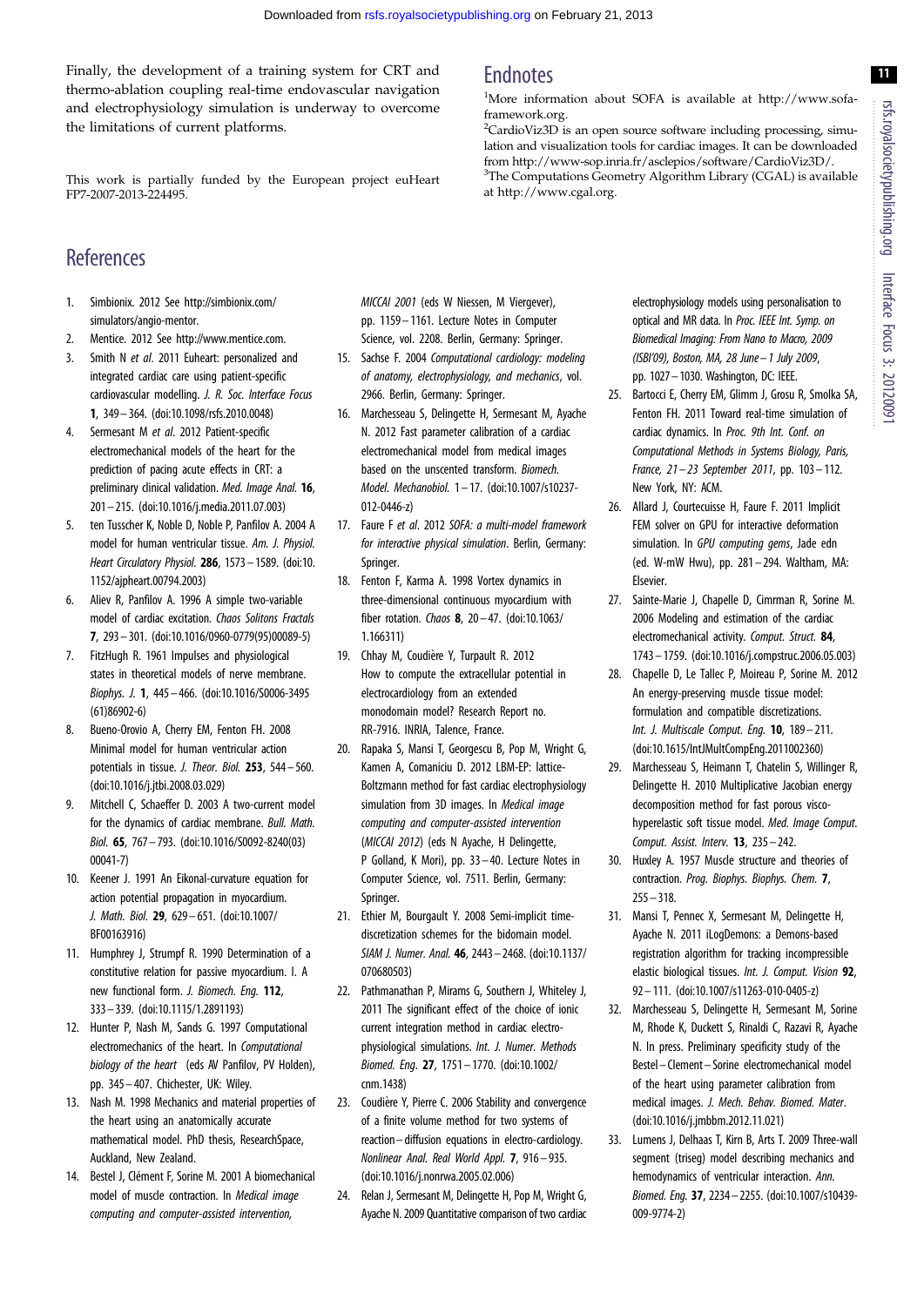Finally, the development of a training system for CRT and thermo-ablation coupling real-time endovascular navigation and electrophysiology simulation is underway to overcome the limitations of current platforms.

This work is partially funded by the European project euHeart FP7-2007-2013-224495.

## Endnotes

[1]More information about SOFA is available at http://www.sofa-framework.org.

[2]CardioViz3D is an open source software including processing, simulation and visualization tools for cardiac images. It can be downloaded from http://www-sop.inria.fr/asclepios/software/CardioViz3D/.

[3]The Computations Geometry Algorithm Library (CGAL) is available at http://www.cgal.org.

## References

1. Simbionix. 2012 See http://simbionix.com/simulators/angio-mentor.
2. Mentice. 2012 See http://www.mentice.com.
3. Smith N *et al*. 2011 Euheart: personalized and integrated cardiac care using patient-specific cardiovascular modelling. *J. R. Soc. Interface Focus* **1**, 349–364. (doi:10.1098/rsfs.2010.0048)
4. Sermesant M *et al*. 2012 Patient-specific electromechanical models of the heart for the prediction of pacing acute effects in CRT: a preliminary clinical validation. *Med. Image Anal.* **16**, 201–215. (doi:10.1016/j.media.2011.07.003)
5. ten Tusscher K, Noble D, Noble P, Panfilov A. 2004 A model for human ventricular tissue. *Am. J. Physiol. Heart Circulatory Physiol.* **286**, 1573–1589. (doi:10.1152/ajpheart.00794.2003)
6. Aliev R, Panfilov A. 1996 A simple two-variable model of cardiac excitation. *Chaos Solitons Fractals* **7**, 293–301. (doi:10.1016/0960-0779(95)00089-5)
7. FitzHugh R. 1961 Impulses and physiological states in theoretical models of nerve membrane. *Biophys. J.* **1**, 445–466. (doi:10.1016/S0006-3495(61)86902-6)
8. Bueno-Orovio A, Cherry EM, Fenton FH. 2008 Minimal model for human ventricular action potentials in tissue. *J. Theor. Biol.* **253**, 544–560. (doi:10.1016/j.jtbi.2008.03.029)
9. Mitchell C, Schaeffer D. 2003 A two-current model for the dynamics of cardiac membrane. *Bull. Math. Biol.* **65**, 767–793. (doi:10.1016/S0092-8240(03)00041-7)
10. Keener J. 1991 An Eikonal-curvature equation for action potential propagation in myocardium. *J. Math. Biol.* **29**, 629–651. (doi:10.1007/BF00163916)
11. Humphrey J, Strumpf R. 1990 Determination of a constitutive relation for passive myocardium. I. A new functional form. *J. Biomech. Eng.* **112**, 333–339. (doi:10.1115/1.2891193)
12. Hunter P, Nash M, Sands G. 1997 Computational electromechanics of the heart. In *Computational biology of the heart* (eds AV Panfilov, PV Holden), pp. 345–407. Chichester, UK: Wiley.
13. Nash M. 1998 Mechanics and material properties of the heart using an anatomically accurate mathematical model. PhD thesis, ResearchSpace, Auckland, New Zealand.
14. Bestel J, Clément F, Sorine M. 2001 A biomechanical model of muscle contraction. In *Medical image computing and computer-assisted intervention, MICCAI 2001* (eds W Niessen, M Viergever), pp. 1159–1161. Lecture Notes in Computer Science, vol. 2208. Berlin, Germany: Springer.
15. Sachse F. 2004 *Computational cardiology: modeling of anatomy, electrophysiology, and mechanics*, vol. 2966. Berlin, Germany: Springer.
16. Marchesseau S, Delingette H, Sermesant M, Ayache N. 2012 Fast parameter calibration of a cardiac electromechanical model from medical images based on the unscented transform. *Biomech. Model. Mechanobiol.* 1–17. (doi:10.1007/s10237-012-0446-z)
17. Faure F *et al*. 2012 *SOFA: a multi-model framework for interactive physical simulation*. Berlin, Germany: Springer.
18. Fenton F, Karma A. 1998 Vortex dynamics in three-dimensional continuous myocardium with fiber rotation. *Chaos* **8**, 20–47. (doi:10.1063/1.166311)
19. Chhay M, Coudière Y, Turpault R. 2012 How to compute the extracellular potential in electrocardiology from an extended monodomain model? Research Report no. RR-7916. INRIA, Talence, France.
20. Rapaka S, Mansi T, Georgescu B, Pop M, Wright G, Kamen A, Comaniciu D. 2012 LBM-EP: lattice-Boltzmann method for fast cardiac electrophysiology simulation from 3D images. In *Medical image computing and computer-assisted intervention (MICCAI 2012)* (eds N Ayache, H Delingette, P Golland, K Mori), pp. 33–40. Lecture Notes in Computer Science, vol. 7511. Berlin, Germany: Springer.
21. Ethier M, Bourgault Y. 2008 Semi-implicit time-discretization schemes for the bidomain model. *SIAM J. Numer. Anal.* **46**, 2443–2468. (doi:10.1137/070680503)
22. Pathmanathan P, Mirams G, Southern J, Whiteley J, 2011 The significant effect of the choice of ionic current integration method in cardiac electro-physiological simulations. *Int. J. Numer. Methods Biomed. Eng.* **27**, 1751–1770. (doi:10.1002/cnm.1438)
23. Coudière Y, Pierre C. 2006 Stability and convergence of a finite volume method for two systems of reaction–diffusion equations in electro-cardiology. *Nonlinear Anal. Real World Appl.* **7**, 916–935. (doi:10.1016/j.nonrwa.2005.02.006)
24. Relan J, Sermesant M, Delingette H, Pop M, Wright G, Ayache N. 2009 Quantitative comparison of two cardiac electrophysiology models using personalisation to optical and MR data. In *Proc. IEEE Int. Symp. on Biomedical Imaging: From Nano to Macro, 2009 (ISBI'09), Boston, MA, 28 June–1 July 2009*, pp. 1027–1030. Washington, DC: IEEE.
25. Bartocci E, Cherry EM, Glimm J, Grosu R, Smolka SA, Fenton FH. 2011 Toward real-time simulation of cardiac dynamics. In *Proc. 9th Int. Conf. on Computational Methods in Systems Biology, Paris, France, 21–23 September 2011*, pp. 103–112. New York, NY: ACM.
26. Allard J, Courtecuisse H, Faure F. 2011 Implicit FEM solver on GPU for interactive deformation simulation. In *GPU computing gems*, Jade edn (ed. W-mW Hwu), pp. 281–294. Waltham, MA: Elsevier.
27. Sainte-Marie J, Chapelle D, Cimrman R, Sorine M. 2006 Modeling and estimation of the cardiac electromechanical activity. *Comput. Struct.* **84**, 1743–1759. (doi:10.1016/j.compstruc.2006.05.003)
28. Chapelle D, Le Tallec P, Moireau P, Sorine M. 2012 An energy-preserving muscle tissue model: formulation and compatible discretizations. *Int. J. Multiscale Comput. Eng.* **10**, 189–211. (doi:10.1615/IntJMultCompEng.2011002360)
29. Marchesseau S, Heimann T, Chatelin S, Willinger R, Delingette H. 2010 Multiplicative Jacobian energy decomposition method for fast porous visco-hyperelastic soft tissue model. *Med. Image Comput. Comput. Assist. Interv.* **13**, 235–242.
30. Huxley A. 1957 Muscle structure and theories of contraction. *Prog. Biophys. Biophys. Chem.* **7**, 255–318.
31. Mansi T, Pennec X, Sermesant M, Delingette H, Ayache N. 2011 iLogDemons: a Demons-based registration algorithm for tracking incompressible elastic biological tissues. *Int. J. Comput. Vision* **92**, 92–111. (doi:10.1007/s11263-010-0405-z)
32. Marchesseau S, Delingette H, Sermesant M, Sorine M, Rhode K, Duckett S, Rinaldi C, Razavi R, Ayache N. In press. Preliminary specificity study of the Bestel–Clement–Sorine electromechanical model of the heart using parameter calibration from medical images. *J. Mech. Behav. Biomed. Mater.* (doi:10.1016/j.jmbbm.2012.11.021)
33. Lumens J, Delhaas T, Kirn B, Arts T. 2009 Three-wall segment (triseg) model describing mechanics and hemodynamics of ventricular interaction. *Ann. Biomed. Eng.* **37**, 2234–2255. (doi:10.1007/s10439-009-9774-2)